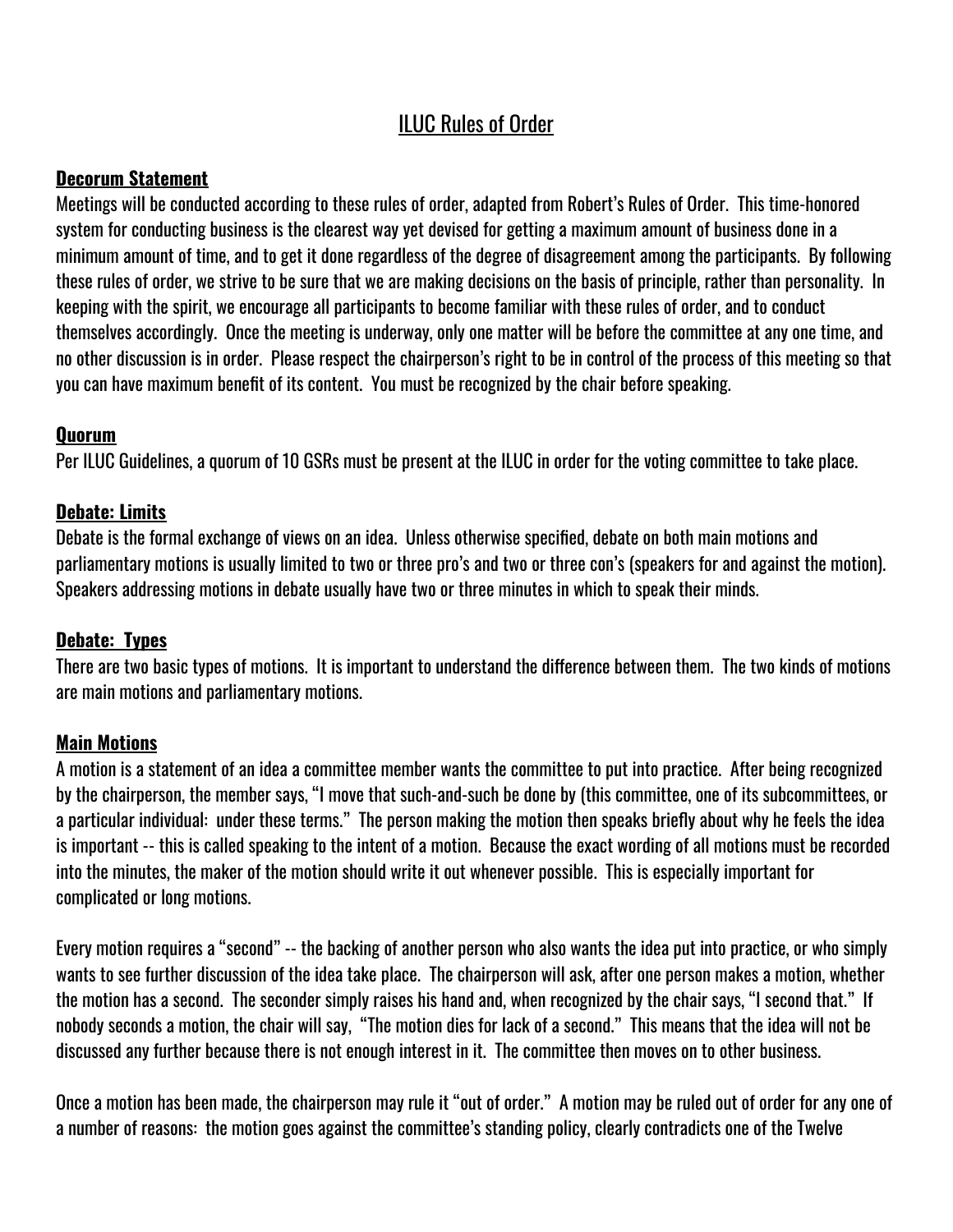# ILUC Rules of Order

## Decorum Statement

Meetings will be conducted according to these rules of order, adapted from Robert's Rules of Order. This time-honored system for conducting business is the clearest way yet devised for getting a maximum amount of business done in a minimum amount of time, and to get it done regardless of the degree of disagreement among the participants. By following these rules of order, we strive to be sure that we are making decisions on the basis of principle, rather than personality. In keeping with the spirit, we encourage all participants to become familiar with these rules of order, and to conduct themselves accordingly. Once the meeting is underway, only one matter will be before the committee at any one time, and no other discussion is in order. Please respect the chairperson's right to be in control of the process of this meeting so that you can have maximum benefit of its content. You must be recognized by the chair before speaking.

## Quorum

Per ILUC Guidelines, a quorum of 10 GSRs must be present at the ILUC in order for the voting committee to take place.

## Debate: Limits

Debate is the formal exchange of views on an idea. Unless otherwise specified, debate on both main motions and parliamentary motions is usually limited to two or three pro's and two or three con's (speakers for and against the motion). Speakers addressing motions in debate usually have two or three minutes in which to speak their minds.

## Debate: Types

There are two basic types of motions. It is important to understand the difference between them. The two kinds of motions are main motions and parliamentary motions.

## Main Motions

A motion is a statement of an idea a committee member wants the committee to put into practice. After being recognized by the chairperson, the member says, "I move that such-and-such be done by (this committee, one of its subcommittees, or a particular individual: under these terms." The person making the motion then speaks briefly about why he feels the idea is important -- this is called speaking to the intent of a motion. Because the exact wording of all motions must be recorded into the minutes, the maker of the motion should write it out whenever possible. This is especially important for complicated or long motions.

Every motion requires a "second" -- the backing of another person who also wants the idea put into practice, or who simply wants to see further discussion of the idea take place. The chairperson will ask, after one person makes a motion, whether the motion has a second. The seconder simply raises his hand and, when recognized by the chair says, "I second that." If nobody seconds a motion, the chair will say, "The motion dies for lack of a second." This means that the idea will not be discussed any further because there is not enough interest in it. The committee then moves on to other business.

Once a motion has been made, the chairperson may rule it "out of order." A motion may be ruled out of order for any one of a number of reasons: the motion goes against the committee's standing policy, clearly contradicts one of the Twelve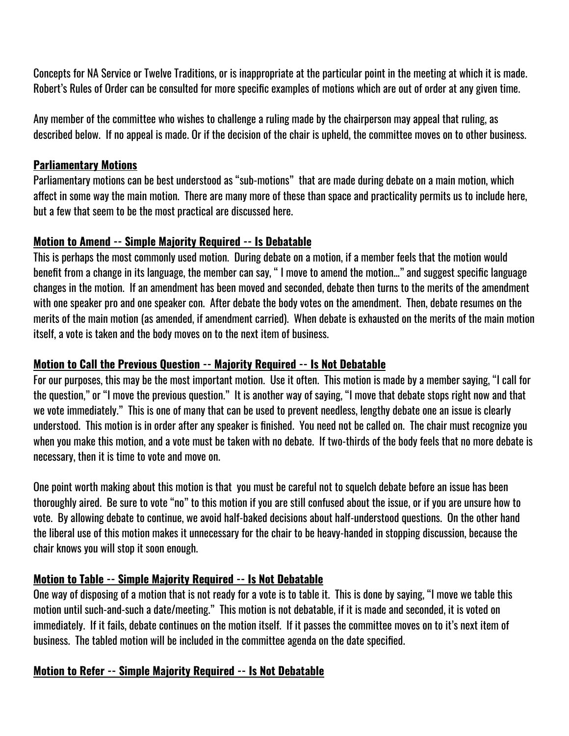Concepts for NA Service or Twelve Traditions, or is inappropriate at the particular point in the meeting at which it is made. Robert's Rules of Order can be consulted for more specific examples of motions which are out of order at any given time.

Any member of the committee who wishes to challenge a ruling made by the chairperson may appeal that ruling, as described below. If no appeal is made. Or if the decision of the chair is upheld, the committee moves on to other business.

## Parliamentary Motions

Parliamentary motions can be best understood as "sub-motions" that are made during debate on a main motion, which affect in some way the main motion. There are many more of these than space and practicality permits us to include here, but a few that seem to be the most practical are discussed here.

### Motion to Amend -- Simple Majority Required -- Is Debatable

This is perhaps the most commonly used motion. During debate on a motion, if a member feels that the motion would benefit from a change in its language, the member can say, " I move to amend the motion…" and suggest specific language changes in the motion. If an amendment has been moved and seconded, debate then turns to the merits of the amendment with one speaker pro and one speaker con. After debate the body votes on the amendment. Then, debate resumes on the merits of the main motion (as amended, if amendment carried). When debate is exhausted on the merits of the main motion itself, a vote is taken and the body moves on to the next item of business.

### Motion to Call the Previous Question -- Majority Required -- Is Not Debatable

For our purposes, this may be the most important motion. Use it often. This motion is made by a member saying, "I call for the question," or "I move the previous question." It is another way of saying, "I move that debate stops right now and that we vote immediately." This is one of many that can be used to prevent needless, lengthy debate one an issue is clearly understood. This motion is in order after any speaker is finished. You need not be called on. The chair must recognize you when you make this motion, and a vote must be taken with no debate. If two-thirds of the body feels that no more debate is necessary, then it is time to vote and move on.

One point worth making about this motion is that you must be careful not to squelch debate before an issue has been thoroughly aired. Be sure to vote "no" to this motion if you are still confused about the issue, or if you are unsure how to vote. By allowing debate to continue, we avoid half-baked decisions about half-understood questions. On the other hand the liberal use of this motion makes it unnecessary for the chair to be heavy-handed in stopping discussion, because the chair knows you will stop it soon enough.

### Motion to Table -- Simple Majority Required -- Is Not Debatable

One way of disposing of a motion that is not ready for a vote is to table it. This is done by saying, "I move we table this motion until such-and-such a date/meeting." This motion is not debatable, if it is made and seconded, it is voted on immediately. If it fails, debate continues on the motion itself. If it passes the committee moves on to it's next item of business. The tabled motion will be included in the committee agenda on the date specified.

### Motion to Refer -- Simple Majority Required -- Is Not Debatable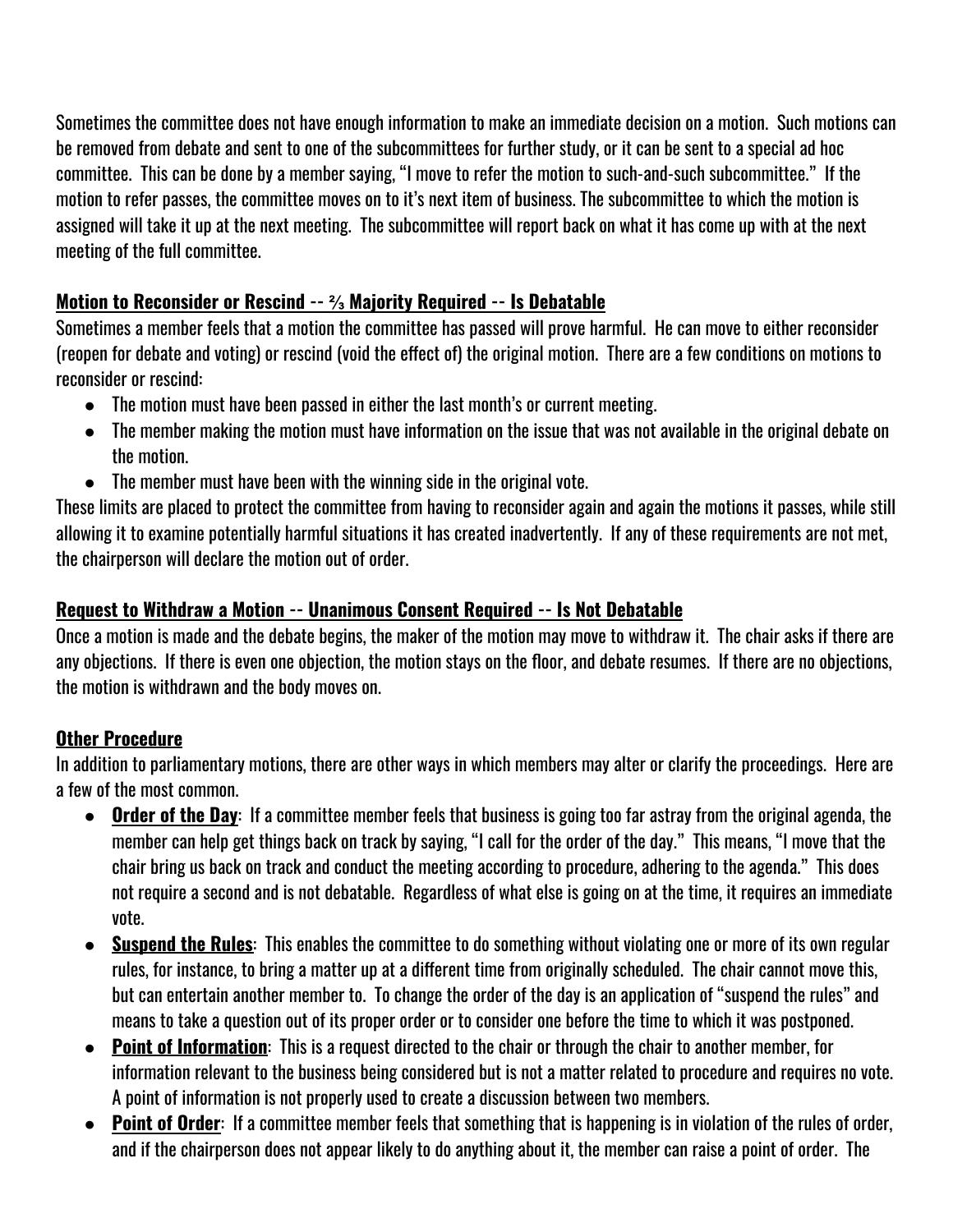Sometimes the committee does not have enough information to make an immediate decision on a motion. Such motions can be removed from debate and sent to one of the subcommittees for further study, or it can be sent to a special ad hoc committee. This can be done by a member saying, "I move to refer the motion to such-and-such subcommittee." If the motion to refer passes, the committee moves on to it's next item of business. The subcommittee to which the motion is assigned will take it up at the next meeting. The subcommittee will report back on what it has come up with at the next meeting of the full committee.

**Motion to Reconsider or Rescind -- ⅔ Majority Required -- Is Debatable**

Sometimes a member feels that a motion the committee has passed will prove harmful. He can move to either reconsider (reopen for debate and voting) or rescind (void the effect of) the original motion. There are a few conditions on motions to reconsider or rescind:

- The motion must have been passed in either the last month's or current meeting.
- The member making the motion must have information on the issue that was not available in the original debate on the motion.
- The member must have been with the winning side in the original vote.

These limits are placed to protect the committee from having to reconsider again and again the motions it passes, while still allowing it to examine potentially harmful situations it has created inadvertently. If any of these requirements are not met, the chairperson will declare the motion out of order.

**Request to Withdraw a Motion -- Unanimous Consent Required -- Is Not Debatable**

Once a motion is made and the debate begins, the maker of the motion may move to withdraw it. The chair asks if there are any objections. If there is even one objection, the motion stays on the floor, and debate resumes. If there are no objections, the motion is withdrawn and the body moves on.

**Other Procedure**

In addition to parliamentary motions, there are other ways in which members may alter or clarify the proceedings. Here are a few of the most common.

- **Order of the Day**: If a committee member feels that business is going too far astray from the original agenda, the member can help get things back on track by saying, "I call for the order of the day." This means, "I move that the chair bring us back on track and conduct the meeting according to procedure, adhering to the agenda." This does not require a second and is not debatable. Regardless of what else is going on at the time, it requires an immediate vote.
- **Suspend the Rules**: This enables the committee to do something without violating one or more of its own regular rules, for instance, to bring a matter up at a different time from originally scheduled. The chair cannot move this, but can entertain another member to. To change the order of the day is an application of "suspend the rules" and means to take a question out of its proper order or to consider one before the time to which it was postponed.
- **Point of Information**: This is a request directed to the chair or through the chair to another member, for information relevant to the business being considered but is not a matter related to procedure and requires no vote. A point of information is not properly used to create a discussion between two members.
- **Point of Order**: If a committee member feels that something that is happening is in violation of the rules of order, and if the chairperson does not appear likely to do anything about it, the member can raise a point of order. The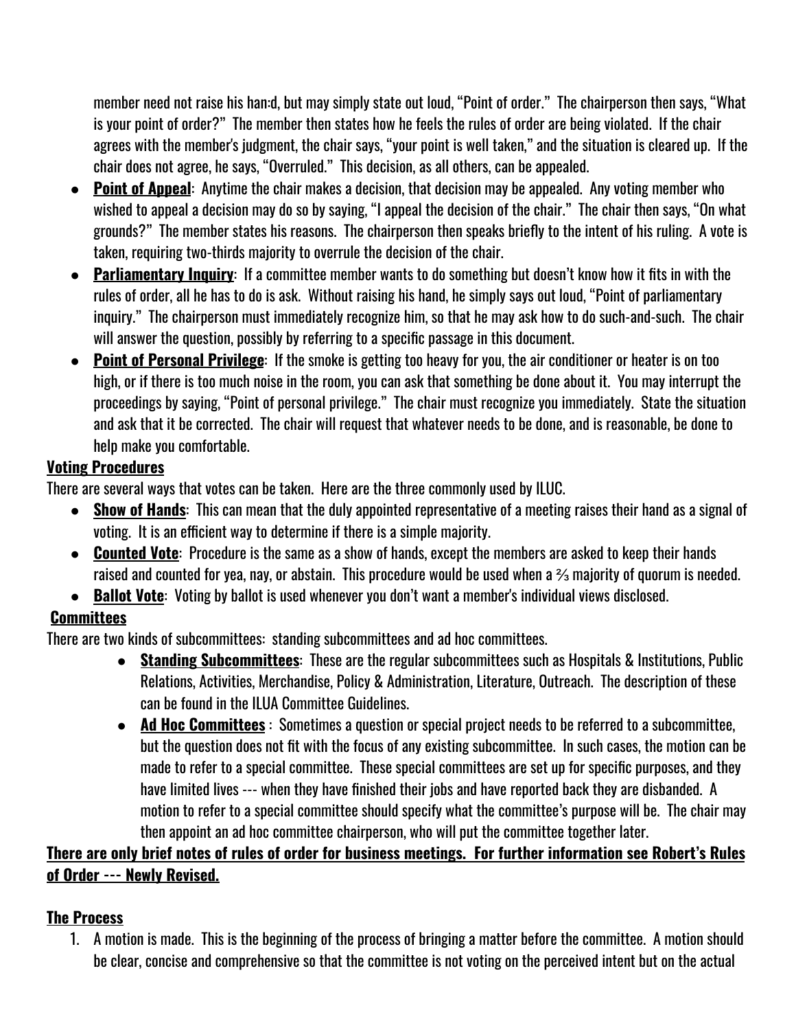member need not raise his han:d, but may simply state out loud, "Point of order." The chairperson then says, "What is your point of order?" The member then states how he feels the rules of order are being violated. If the chair agrees with the member's judgment, the chair says, "your point is well taken," and the situation is cleared up. If the chair does not agree, he says, "Overruled." This decision, as all others, can be appealed.

- **Point of Appeal**: Anytime the chair makes a decision, that decision may be appealed. Any voting member who wished to appeal a decision may do so by saying, "I appeal the decision of the chair." The chair then says, "On what grounds?" The member states his reasons. The chairperson then speaks briefly to the intent of his ruling. A vote is taken, requiring two-thirds majority to overrule the decision of the chair.
- **Parliamentary Inquiry**: If a committee member wants to do something but doesn't know how it fits in with the rules of order, all he has to do is ask. Without raising his hand, he simply says out loud, "Point of parliamentary inquiry." The chairperson must immediately recognize him, so that he may ask how to do such-and-such. The chair will answer the question, possibly by referring to a specific passage in this document.
- **Point of Personal Privilege**: If the smoke is getting too heavy for you, the air conditioner or heater is on too high, or if there is too much noise in the room, you can ask that something be done about it. You may interrupt the proceedings by saying, "Point of personal privilege." The chair must recognize you immediately. State the situation and ask that it be corrected. The chair will request that whatever needs to be done, and is reasonable, be done to help make you comfortable.

**Voting Procedures**

There are several ways that votes can be taken. Here are the three commonly used by ILUC.

- **Show of Hands**: This can mean that the duly appointed representative of a meeting raises their hand as a signal of voting. It is an efficient way to determine if there is a simple majority.
- **Counted Vote**: Procedure is the same as a show of hands, except the members are asked to keep their hands raised and counted for yea, nay, or abstain. This procedure would be used when a ⅔ majority of quorum is needed.
- **Ballot Vote**: Voting by ballot is used whenever you don't want a member's individual views disclosed.

**Committees**

There are two kinds of subcommittees: standing subcommittees and ad hoc committees.

- **Standing Subcommittees**: These are the regular subcommittees such as Hospitals & Institutions, Public Relations, Activities, Merchandise, Policy & Administration, Literature, Outreach. The description of these can be found in the ILUA Committee Guidelines.
- **Ad Hoc Committees** : Sometimes a question or special project needs to be referred to a subcommittee, but the question does not fit with the focus of any existing subcommittee. In such cases, the motion can be made to refer to a special committee. These special committees are set up for specific purposes, and they have limited lives --- when they have finished their jobs and have reported back they are disbanded. A motion to refer to a special committee should specify what the committee's purpose will be. The chair may then appoint an ad hoc committee chairperson, who will put the committee together later.

**There are only brief notes of rules of order for business meetings. For further information see Robert's Rules of Order --- Newly Revised.**

**The Process**

1. A motion is made. This is the beginning of the process of bringing a matter before the committee. A motion should be clear, concise and comprehensive so that the committee is not voting on the perceived intent but on the actual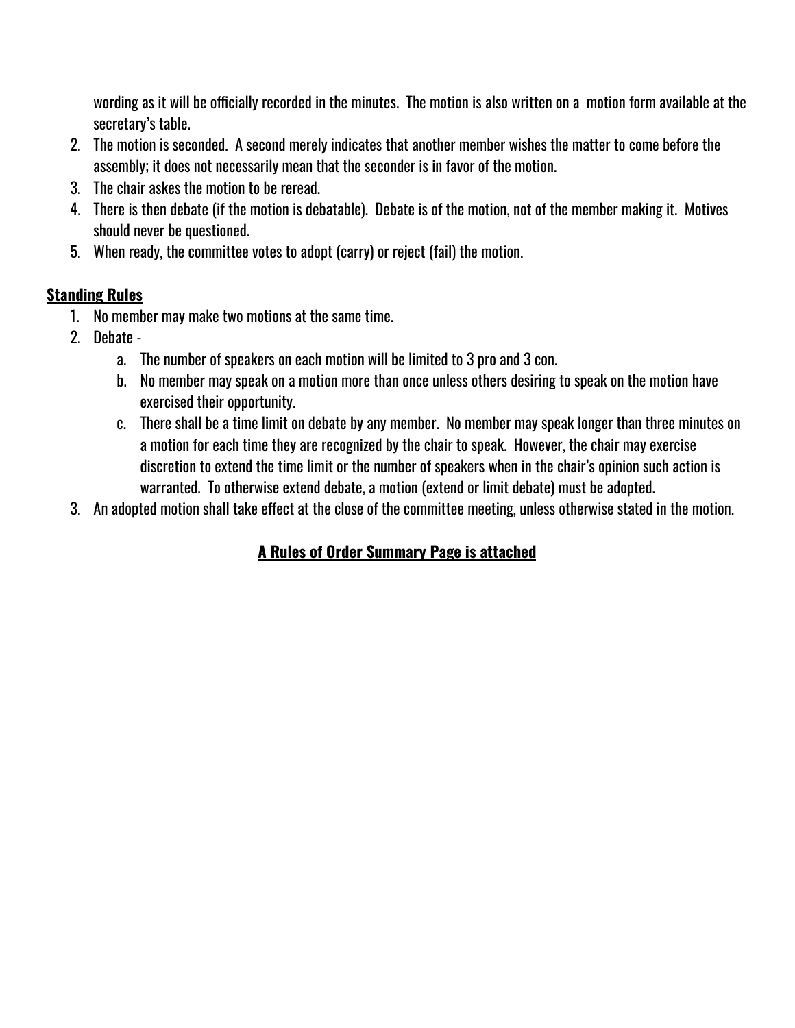wording as it will be officially recorded in the minutes.  The motion is also written on a motion form available at the secretary's table.

2. The motion is seconded.  A second merely indicates that another member wishes the matter to come before the assembly; it does not necessarily mean that the seconder is in favor of the motion.
3. The chair askes the motion to be reread.
4. There is then debate (if the motion is debatable).  Debate is of the motion, not of the member making it.  Motives should never be questioned.
5. When ready, the committee votes to adopt (carry) or reject (fail) the motion.

**Standing Rules**

1. No member may make two motions at the same time.
2. Debate -
   a. The number of speakers on each motion will be limited to 3 pro and 3 con.
   b. No member may speak on a motion more than once unless others desiring to speak on the motion have exercised their opportunity.
   c. There shall be a time limit on debate by any member.  No member may speak longer than three minutes on a motion for each time they are recognized by the chair to speak.  However, the chair may exercise discretion to extend the time limit or the number of speakers when in the chair's opinion such action is warranted.  To otherwise extend debate, a motion (extend or limit debate) must be adopted.
3. An adopted motion shall take effect at the close of the committee meeting, unless otherwise stated in the motion.

**A Rules of Order Summary Page is attached**